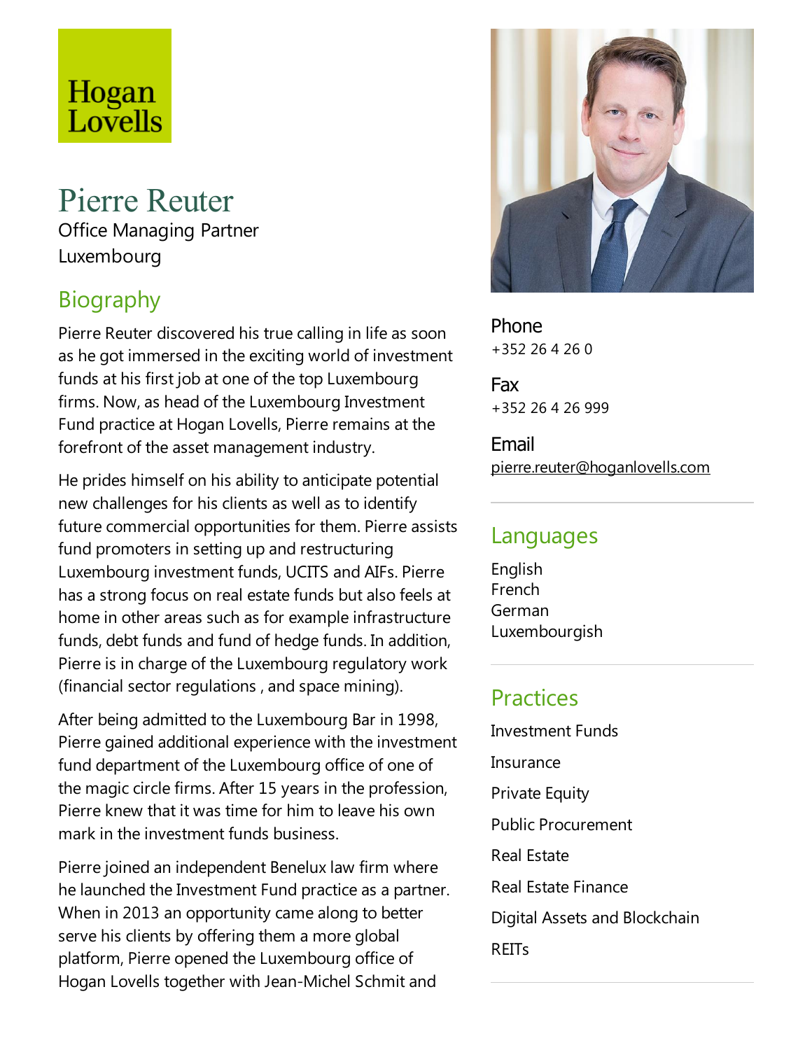Hogan Lovells

# Pierre Reuter

Office Managing Partner
Luxembourg

## Biography

Pierre Reuter discovered his true calling in life as soon as he got immersed in the exciting world of investment funds at his first job at one of the top Luxembourg firms. Now, as head of the Luxembourg Investment Fund practice at Hogan Lovells, Pierre remains at the forefront of the asset management industry.

He prides himself on his ability to anticipate potential new challenges for his clients as well as to identify future commercial opportunities for them. Pierre assists fund promoters in setting up and restructuring Luxembourg investment funds, UCITS and AIFs. Pierre has a strong focus on real estate funds but also feels at home in other areas such as for example infrastructure funds, debt funds and fund of hedge funds. In addition, Pierre is in charge of the Luxembourg regulatory work (financial sector regulations , and space mining).

After being admitted to the Luxembourg Bar in 1998, Pierre gained additional experience with the investment fund department of the Luxembourg office of one of the magic circle firms. After 15 years in the profession, Pierre knew that it was time for him to leave his own mark in the investment funds business.

Pierre joined an independent Benelux law firm where he launched the Investment Fund practice as a partner. When in 2013 an opportunity came along to better serve his clients by offering them a more global platform, Pierre opened the Luxembourg office of Hogan Lovells together with Jean-Michel Schmit and

**Phone**
+352 26 4 26 0

**Fax**
+352 26 4 26 999

**Email**
pierre.reuter@hoganlovells.com

## Languages

English
French
German
Luxembourgish

## Practices

Investment Funds

Insurance

Private Equity

Public Procurement

Real Estate

Real Estate Finance

Digital Assets and Blockchain

REITs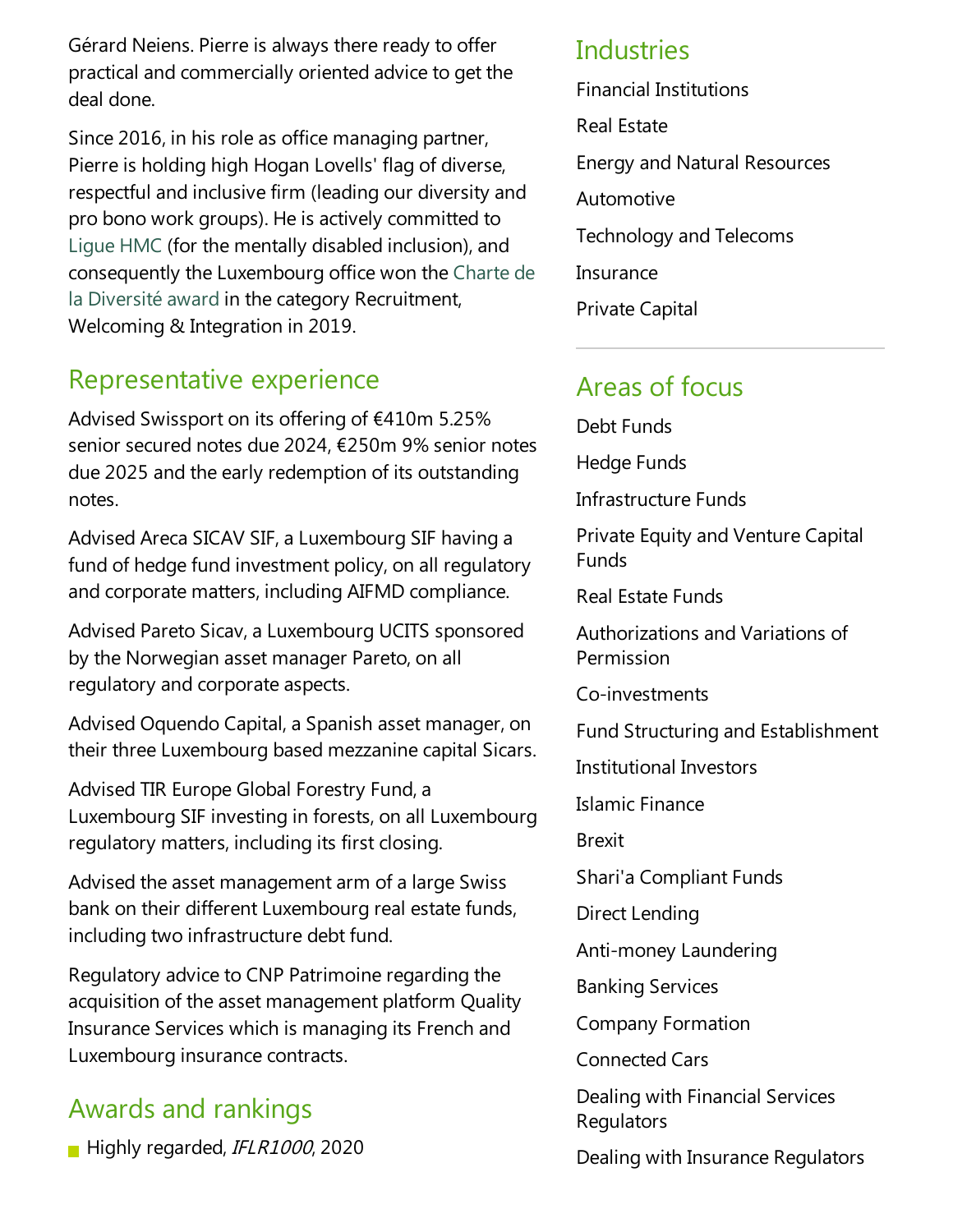Gérard Neiens. Pierre is always there ready to offer practical and commercially oriented advice to get the deal done.

Since 2016, in his role as office managing partner, Pierre is holding high Hogan Lovells' flag of diverse, respectful and inclusive firm (leading our diversity and pro bono work groups). He is actively committed to Ligue HMC (for the mentally disabled inclusion), and consequently the Luxembourg office won the Charte de la Diversité award in the category Recruitment, Welcoming & Integration in 2019.

## Representative experience

Advised Swissport on its offering of €410m 5.25% senior secured notes due 2024, €250m 9% senior notes due 2025 and the early redemption of its outstanding notes.

Advised Areca SICAV SIF, a Luxembourg SIF having a fund of hedge fund investment policy, on all regulatory and corporate matters, including AIFMD compliance.

Advised Pareto Sicav, a Luxembourg UCITS sponsored by the Norwegian asset manager Pareto, on all regulatory and corporate aspects.

Advised Oquendo Capital, a Spanish asset manager, on their three Luxembourg based mezzanine capital Sicars.

Advised TIR Europe Global Forestry Fund, a Luxembourg SIF investing in forests, on all Luxembourg regulatory matters, including its first closing.

Advised the asset management arm of a large Swiss bank on their different Luxembourg real estate funds, including two infrastructure debt fund.

Regulatory advice to CNP Patrimoine regarding the acquisition of the asset management platform Quality Insurance Services which is managing its French and Luxembourg insurance contracts.

## Awards and rankings

- Highly regarded, *IFLR1000*, 2020

## Industries

Financial Institutions

Real Estate

Energy and Natural Resources

Automotive

Technology and Telecoms

Insurance

Private Capital

## Areas of focus

Debt Funds

Hedge Funds

Infrastructure Funds

Private Equity and Venture Capital Funds

Real Estate Funds

Authorizations and Variations of Permission

Co-investments

Fund Structuring and Establishment

Institutional Investors

Islamic Finance

Brexit

Shari'a Compliant Funds

Direct Lending

Anti-money Laundering

Banking Services

Company Formation

Connected Cars

Dealing with Financial Services Regulators

Dealing with Insurance Regulators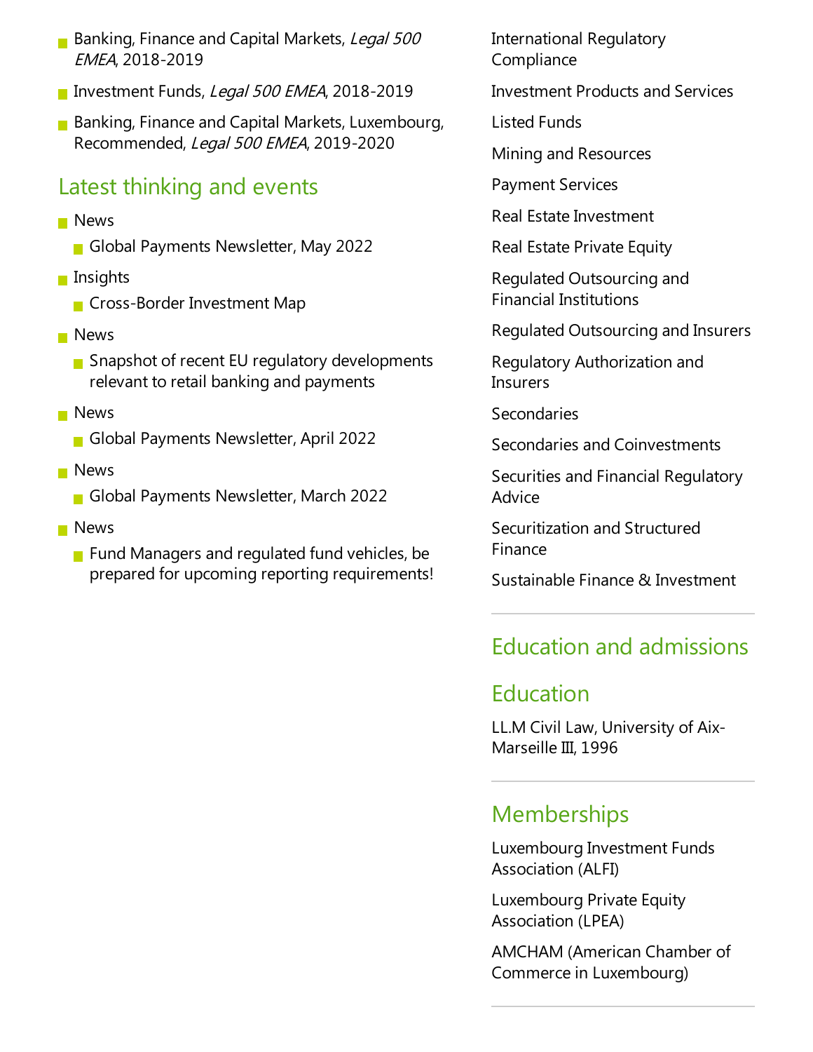- Banking, Finance and Capital Markets, *Legal 500 EMEA*, 2018-2019
- Investment Funds, *Legal 500 EMEA*, 2018-2019
- Banking, Finance and Capital Markets, Luxembourg, Recommended, *Legal 500 EMEA*, 2019-2020

## Latest thinking and events

- News
  - Global Payments Newsletter, May 2022
- Insights
  - Cross-Border Investment Map
- News
  - Snapshot of recent EU regulatory developments relevant to retail banking and payments
- News
  - Global Payments Newsletter, April 2022
- News
  - Global Payments Newsletter, March 2022
- News
  - Fund Managers and regulated fund vehicles, be prepared for upcoming reporting requirements!

International Regulatory Compliance

Investment Products and Services

Listed Funds

Mining and Resources

Payment Services

Real Estate Investment

Real Estate Private Equity

Regulated Outsourcing and Financial Institutions

Regulated Outsourcing and Insurers

Regulatory Authorization and Insurers

Secondaries

Secondaries and Coinvestments

Securities and Financial Regulatory Advice

Securitization and Structured Finance

Sustainable Finance & Investment

## Education and admissions

## Education

LL.M Civil Law, University of Aix-Marseille III, 1996

## Memberships

Luxembourg Investment Funds Association (ALFI)

Luxembourg Private Equity Association (LPEA)

AMCHAM (American Chamber of Commerce in Luxembourg)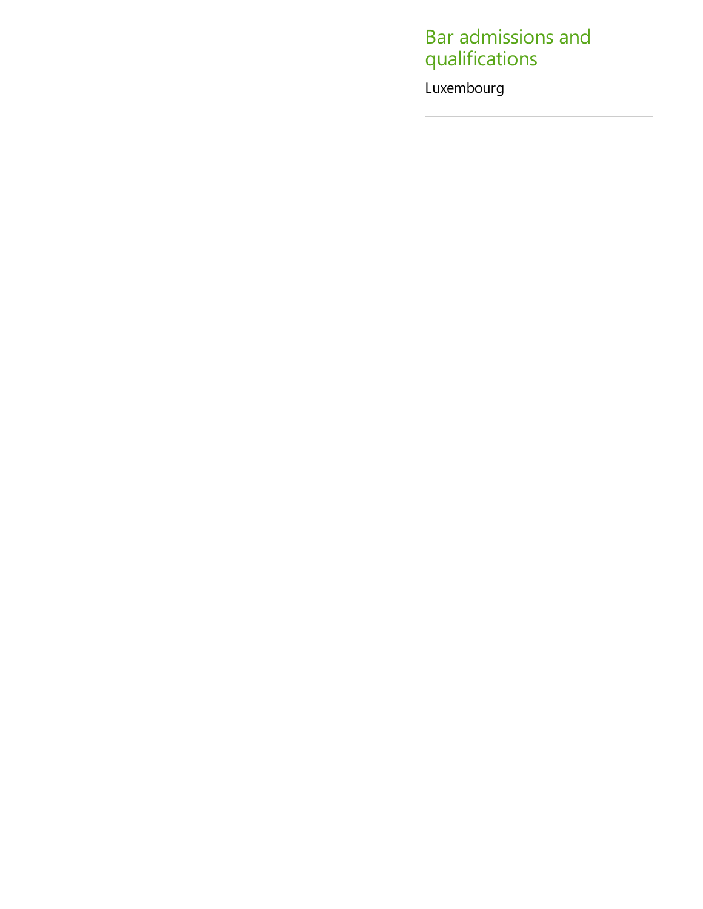## Bar admissions and qualifications

Luxembourg